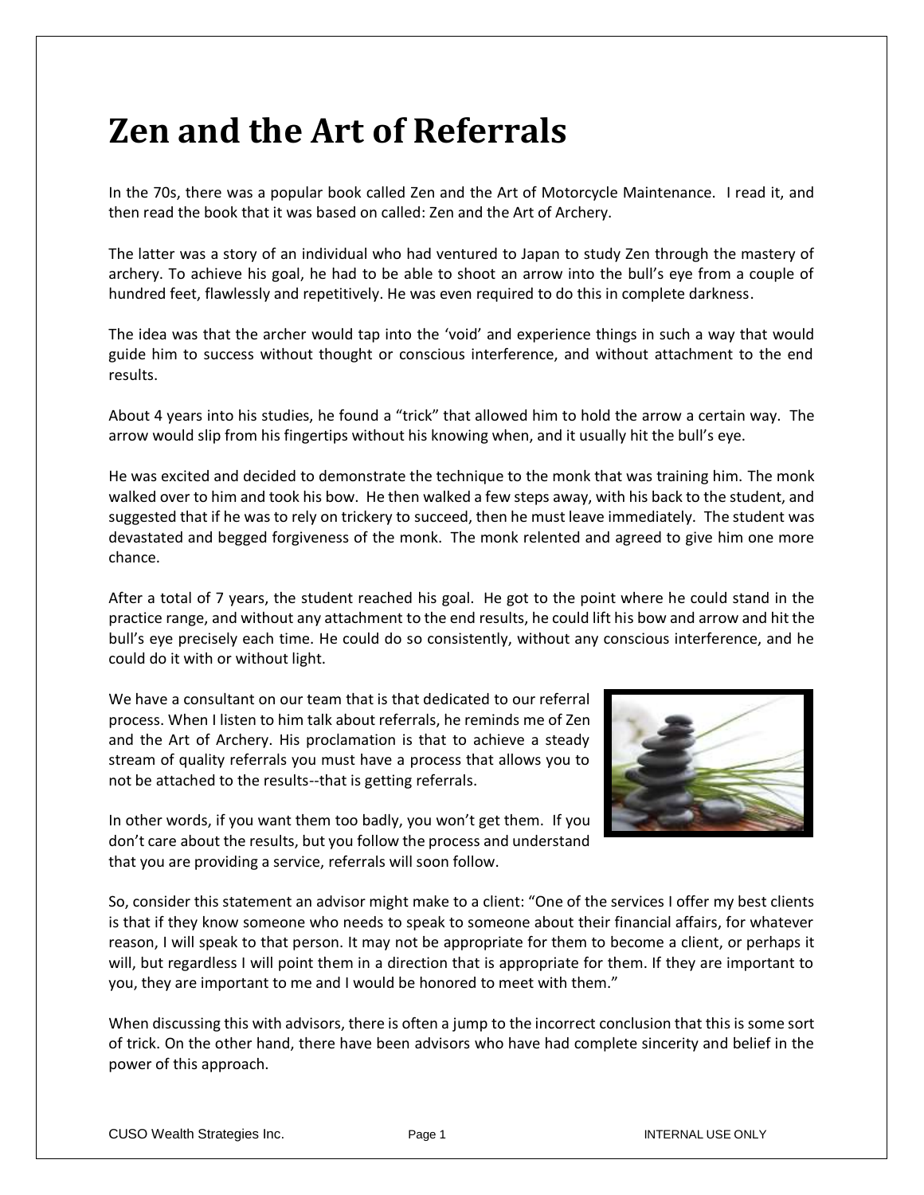# Zen and the Art of Referrals

In the 70s, there was a popular book called Zen and the Art of Motorcycle Maintenance. I read it, and then read the book that it was based on called: Zen and the Art of Archery.

The latter was a story of an individual who had ventured to Japan to study Zen through the mastery of archery. To achieve his goal, he had to be able to shoot an arrow into the bull's eye from a couple of hundred feet, flawlessly and repetitively. He was even required to do this in complete darkness.

The idea was that the archer would tap into the 'void' and experience things in such a way that would guide him to success without thought or conscious interference, and without attachment to the end results.

About 4 years into his studies, he found a "trick" that allowed him to hold the arrow a certain way. The arrow would slip from his fingertips without his knowing when, and it usually hit the bull's eye.

He was excited and decided to demonstrate the technique to the monk that was training him. The monk walked over to him and took his bow. He then walked a few steps away, with his back to the student, and suggested that if he was to rely on trickery to succeed, then he must leave immediately. The student was devastated and begged forgiveness of the monk. The monk relented and agreed to give him one more chance.

After a total of 7 years, the student reached his goal. He got to the point where he could stand in the practice range, and without any attachment to the end results, he could lift his bow and arrow and hit the bull's eye precisely each time. He could do so consistently, without any conscious interference, and he could do it with or without light.

We have a consultant on our team that is that dedicated to our referral process. When I listen to him talk about referrals, he reminds me of Zen and the Art of Archery. His proclamation is that to achieve a steady stream of quality referrals you must have a process that allows you to not be attached to the results--that is getting referrals.

In other words, if you want them too badly, you won't get them. If you don't care about the results, but you follow the process and understand that you are providing a service, referrals will soon follow.

So, consider this statement an advisor might make to a client: "One of the services I offer my best clients is that if they know someone who needs to speak to someone about their financial affairs, for whatever reason, I will speak to that person. It may not be appropriate for them to become a client, or perhaps it will, but regardless I will point them in a direction that is appropriate for them. If they are important to you, they are important to me and I would be honored to meet with them."

When discussing this with advisors, there is often a jump to the incorrect conclusion that this is some sort of trick. On the other hand, there have been advisors who have had complete sincerity and belief in the power of this approach.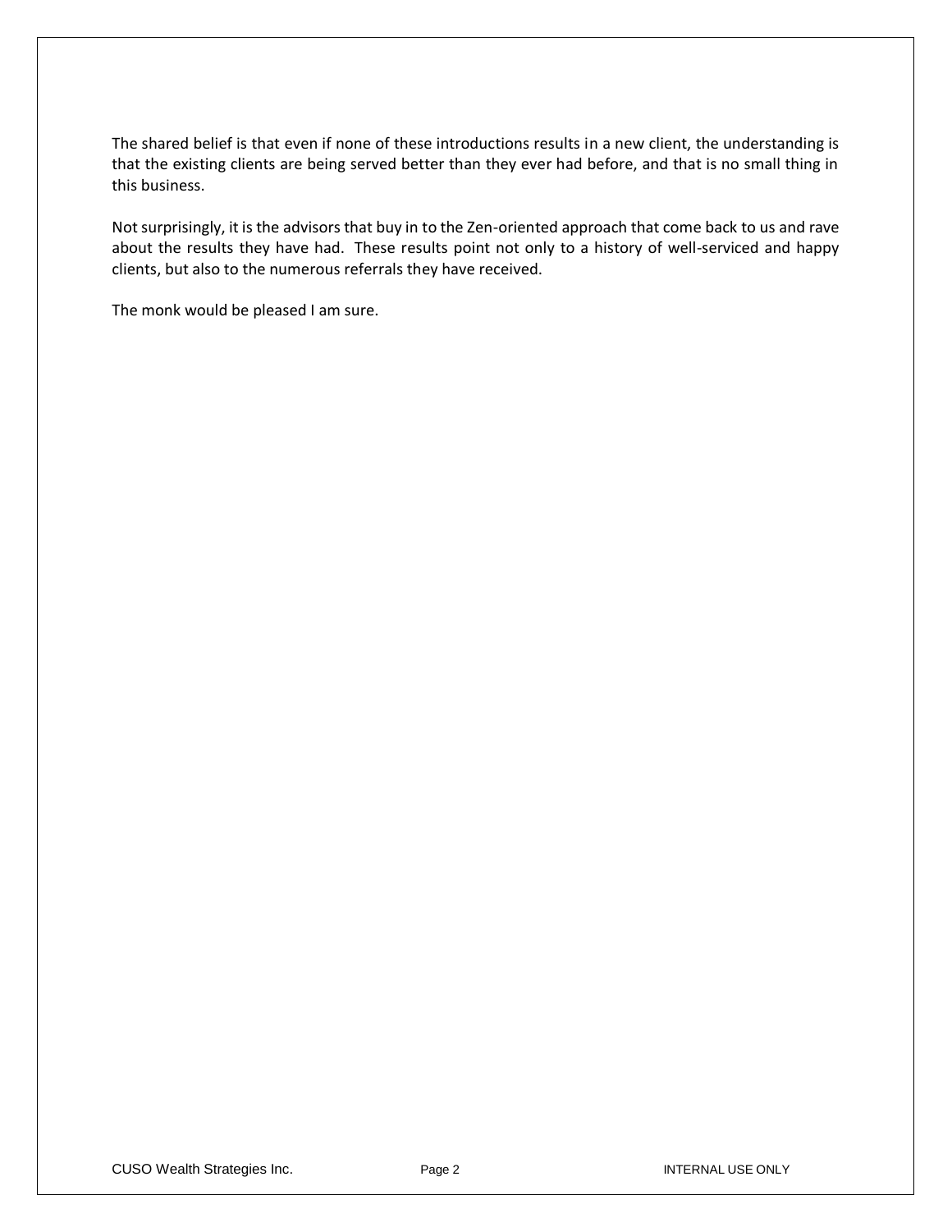The shared belief is that even if none of these introductions results in a new client, the understanding is that the existing clients are being served better than they ever had before, and that is no small thing in this business.

Not surprisingly, it is the advisors that buy in to the Zen-oriented approach that come back to us and rave about the results they have had. These results point not only to a history of well-serviced and happy clients, but also to the numerous referrals they have received.

The monk would be pleased I am sure.